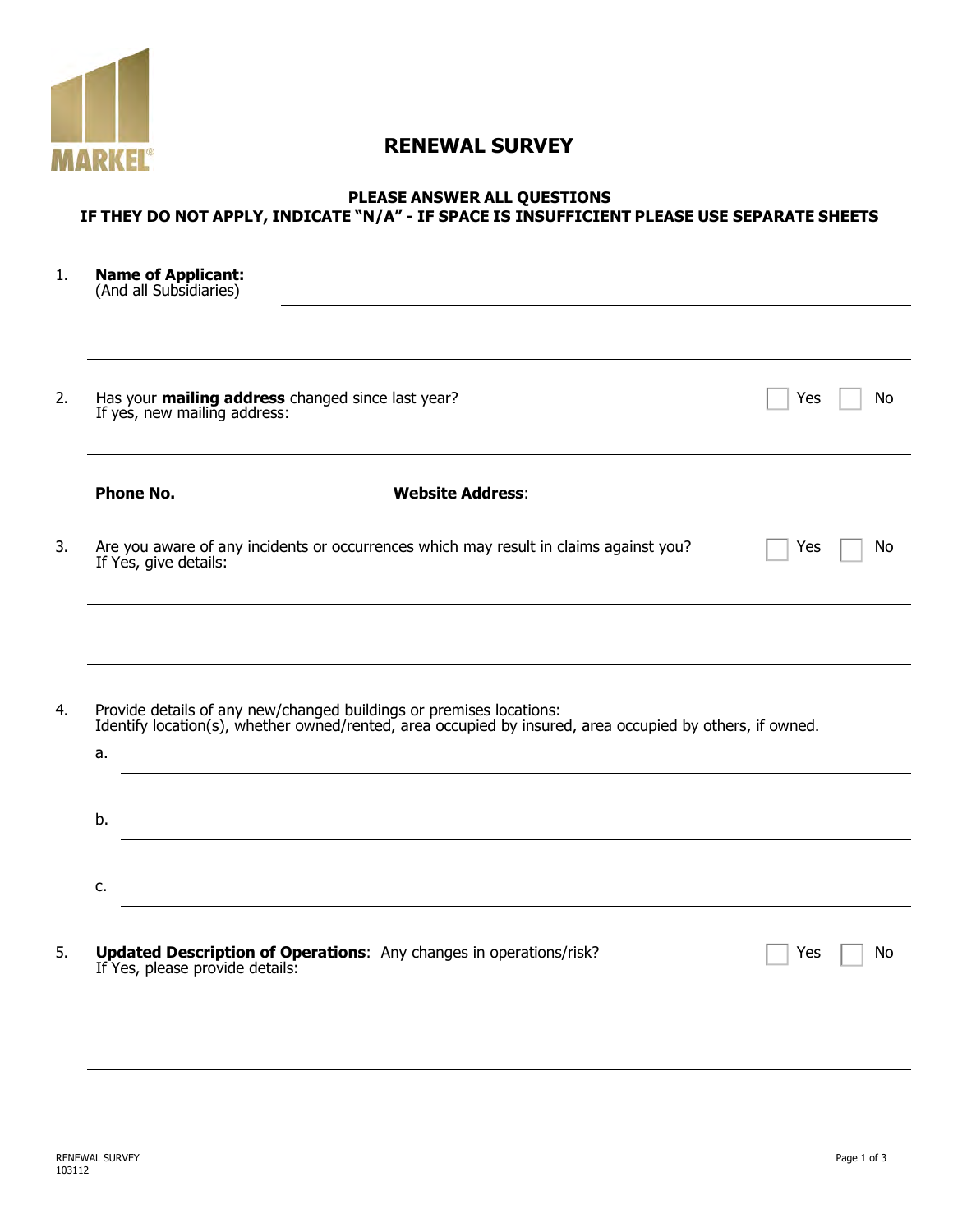MARKEL

# RENEWAL SURVEY

**PLEASE ANSWER ALL QUESTIONS**
**IF THEY DO NOT APPLY, INDICATE "N/A" - IF SPACE IS INSUFFICIENT PLEASE USE SEPARATE SHEETS**

1. **Name of Applicant:**
   (And all Subsidiaries) ______________________________________________

   ______________________________________________

2. Has your **mailing address** changed since last year? ☐ Yes ☐ No
   If yes, new mailing address:

   ______________________________________________

   **Phone No.** ____________________ **Website Address**: ____________________

3. Are you aware of any incidents or occurrences which may result in claims against you? ☐ Yes ☐ No
   If Yes, give details:

   ______________________________________________

   ______________________________________________

4. Provide details of any new/changed buildings or premises locations:
   Identify location(s), whether owned/rented, area occupied by insured, area occupied by others, if owned.

   a. ______________________________________________

   b. ______________________________________________

   c. ______________________________________________

5. **Updated Description of Operations**: Any changes in operations/risk? ☐ Yes ☐ No
   If Yes, please provide details:

   ______________________________________________

   ______________________________________________

RENEWAL SURVEY
103112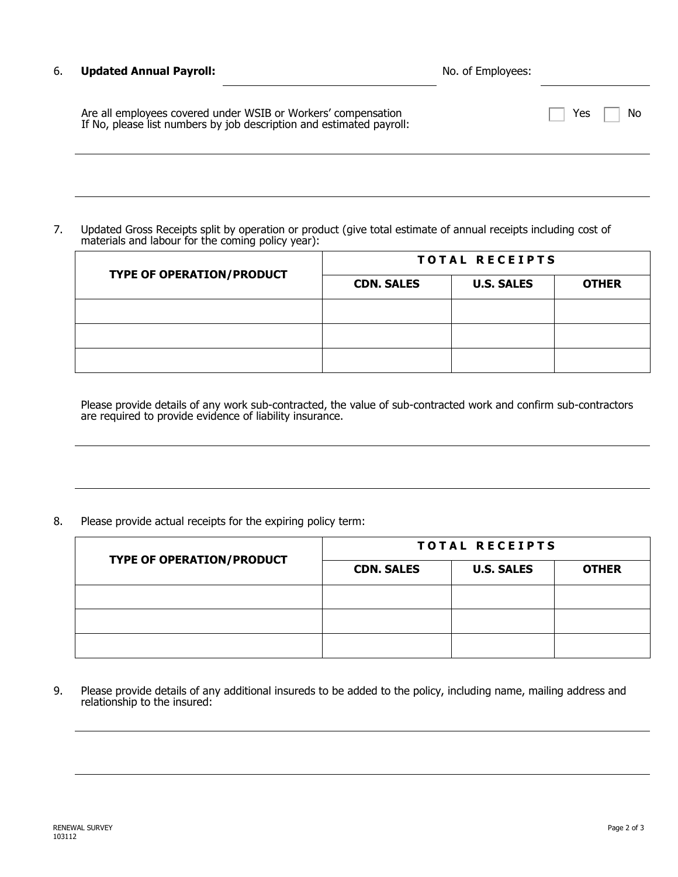6. **Updated Annual Payroll:** ______________________ No. of Employees: ______________

   Are all employees covered under WSIB or Workers' compensation ☐ Yes ☐ No
   If No, please list numbers by job description and estimated payroll:

   ______________________________________________________________________

   ______________________________________________________________________

7. Updated Gross Receipts split by operation or product (give total estimate of annual receipts including cost of materials and labour for the coming policy year):

| TYPE OF OPERATION/PRODUCT | TOTAL RECEIPTS | | |
|---|---|---|---|
| | **CDN. SALES** | **U.S. SALES** | **OTHER** |
| | | | |
| | | | |
| | | | |

   Please provide details of any work sub-contracted, the value of sub-contracted work and confirm sub-contractors are required to provide evidence of liability insurance.

   ______________________________________________________________________

   ______________________________________________________________________

8. Please provide actual receipts for the expiring policy term:

| TYPE OF OPERATION/PRODUCT | TOTAL RECEIPTS | | |
|---|---|---|---|
| | **CDN. SALES** | **U.S. SALES** | **OTHER** |
| | | | |
| | | | |
| | | | |

9. Please provide details of any additional insureds to be added to the policy, including name, mailing address and relationship to the insured:

   ______________________________________________________________________

   ______________________________________________________________________

RENEWAL SURVEY
103112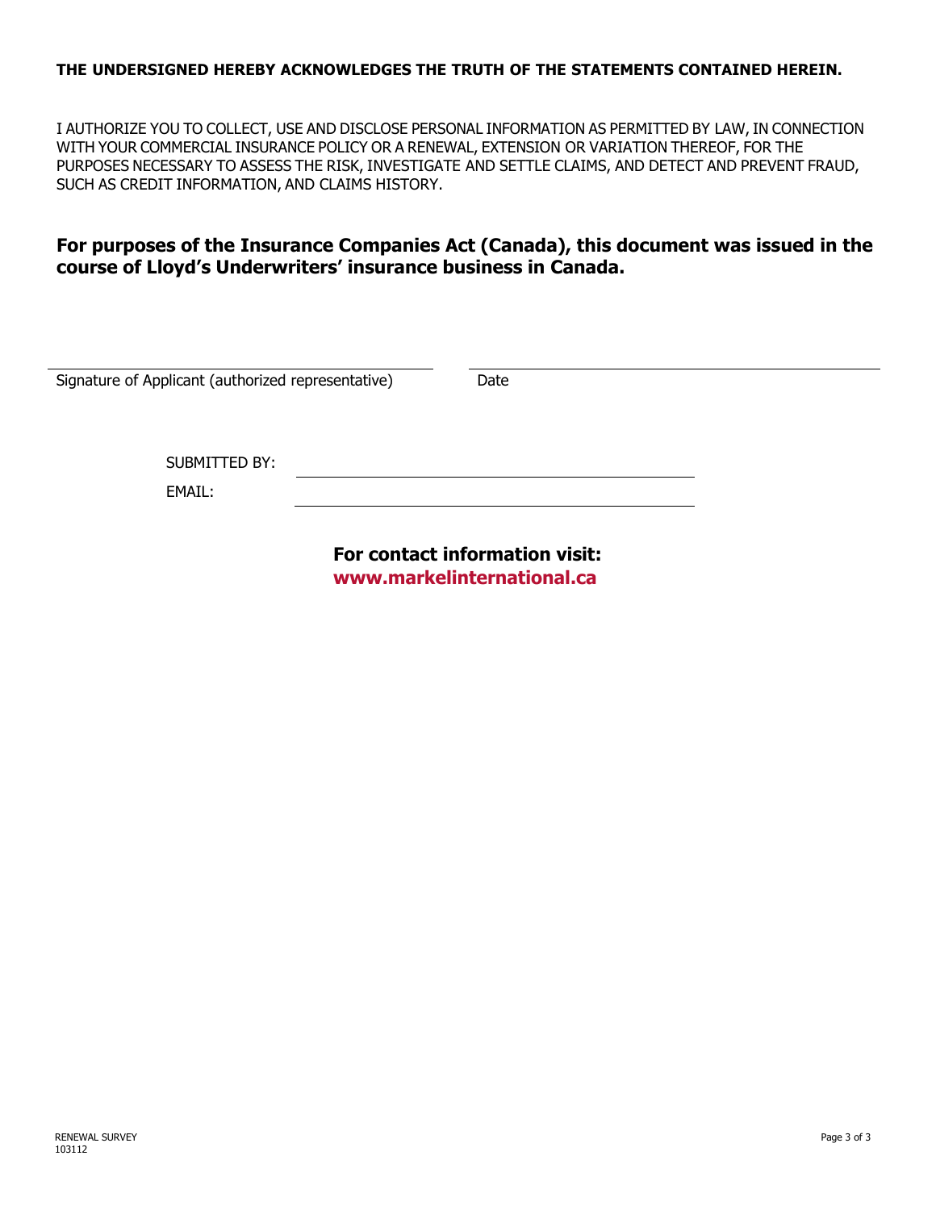**THE UNDERSIGNED HEREBY ACKNOWLEDGES THE TRUTH OF THE STATEMENTS CONTAINED HEREIN.**

I AUTHORIZE YOU TO COLLECT, USE AND DISCLOSE PERSONAL INFORMATION AS PERMITTED BY LAW, IN CONNECTION WITH YOUR COMMERCIAL INSURANCE POLICY OR A RENEWAL, EXTENSION OR VARIATION THEREOF, FOR THE PURPOSES NECESSARY TO ASSESS THE RISK, INVESTIGATE AND SETTLE CLAIMS, AND DETECT AND PREVENT FRAUD, SUCH AS CREDIT INFORMATION, AND CLAIMS HISTORY.

**For purposes of the Insurance Companies Act (Canada), this document was issued in the course of Lloyd's Underwriters' insurance business in Canada.**

| | |
|---|---|
| Signature of Applicant (authorized representative) | Date |

SUBMITTED BY: ______________________________

EMAIL: ______________________________

**For contact information visit:**
**www.markelinternational.ca**

RENEWAL SURVEY
103112